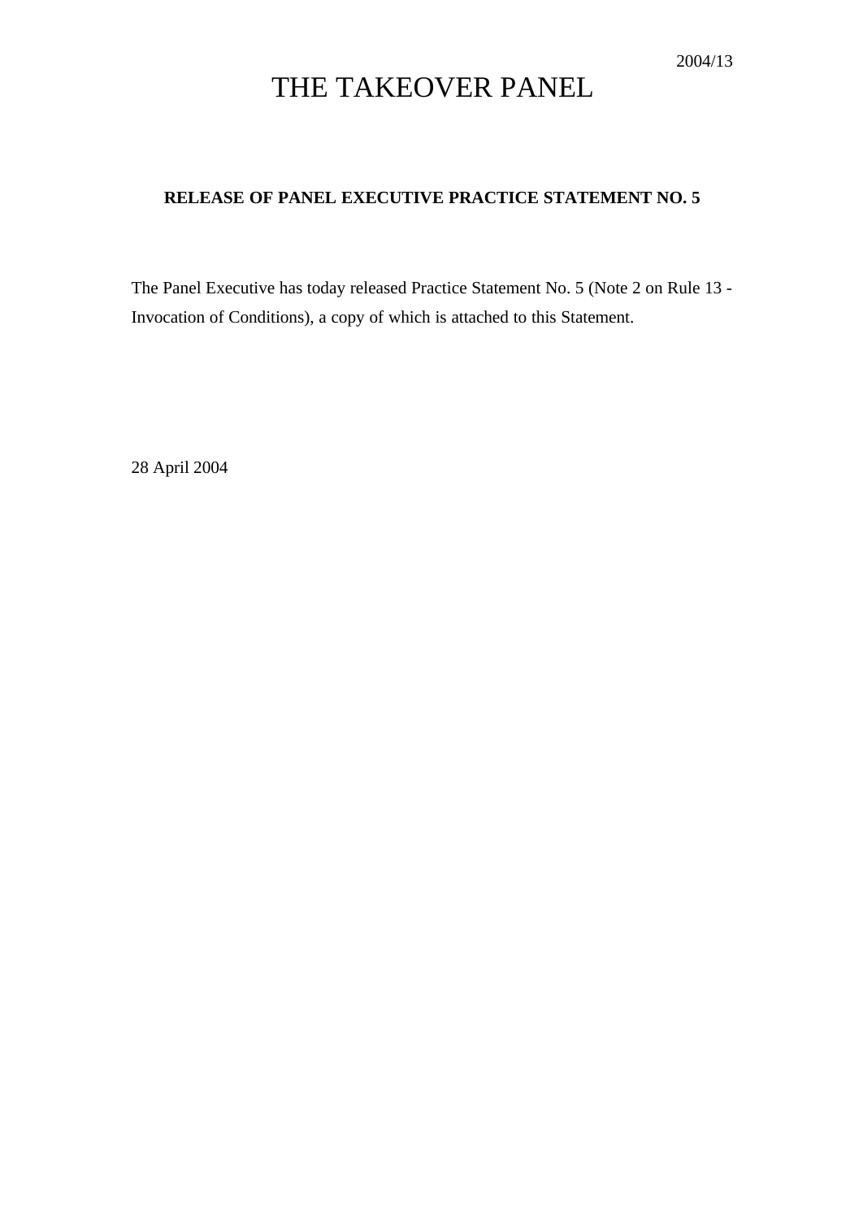2004/13

# THE TAKEOVER PANEL

**RELEASE OF PANEL EXECUTIVE PRACTICE STATEMENT NO. 5**

The Panel Executive has today released Practice Statement No. 5 (Note 2 on Rule 13 - Invocation of Conditions), a copy of which is attached to this Statement.

28 April 2004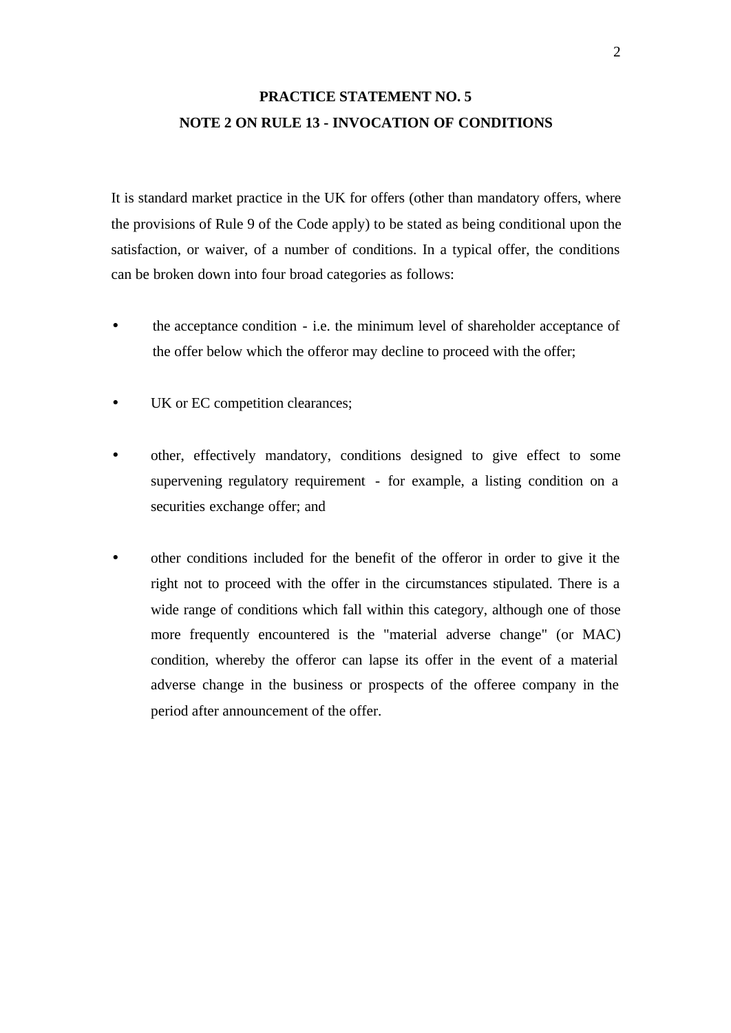# PRACTICE STATEMENT NO. 5
## NOTE 2 ON RULE 13 - INVOCATION OF CONDITIONS

It is standard market practice in the UK for offers (other than mandatory offers, where the provisions of Rule 9 of the Code apply) to be stated as being conditional upon the satisfaction, or waiver, of a number of conditions. In a typical offer, the conditions can be broken down into four broad categories as follows:

- the acceptance condition - i.e. the minimum level of shareholder acceptance of the offer below which the offeror may decline to proceed with the offer;
- UK or EC competition clearances;
- other, effectively mandatory, conditions designed to give effect to some supervening regulatory requirement - for example, a listing condition on a securities exchange offer; and
- other conditions included for the benefit of the offeror in order to give it the right not to proceed with the offer in the circumstances stipulated. There is a wide range of conditions which fall within this category, although one of those more frequently encountered is the "material adverse change" (or MAC) condition, whereby the offeror can lapse its offer in the event of a material adverse change in the business or prospects of the offeree company in the period after announcement of the offer.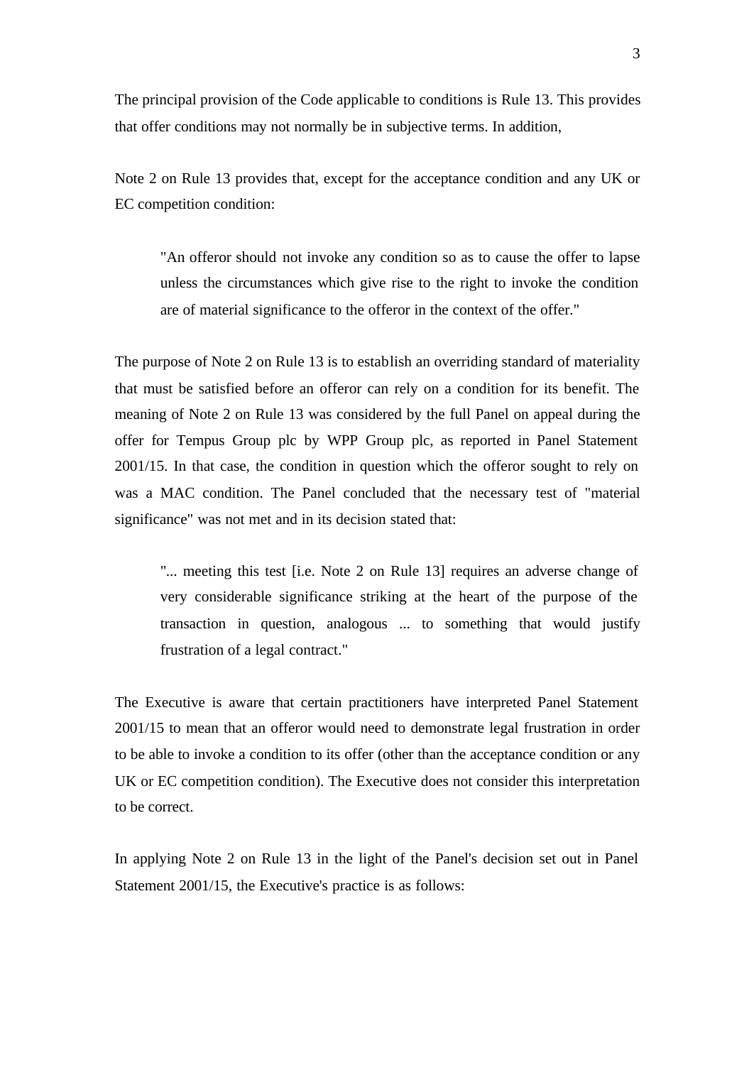The principal provision of the Code applicable to conditions is Rule 13. This provides that offer conditions may not normally be in subjective terms. In addition,

Note 2 on Rule 13 provides that, except for the acceptance condition and any UK or EC competition condition:

> "An offeror should not invoke any condition so as to cause the offer to lapse unless the circumstances which give rise to the right to invoke the condition are of material significance to the offeror in the context of the offer."

The purpose of Note 2 on Rule 13 is to establish an overriding standard of materiality that must be satisfied before an offeror can rely on a condition for its benefit. The meaning of Note 2 on Rule 13 was considered by the full Panel on appeal during the offer for Tempus Group plc by WPP Group plc, as reported in Panel Statement 2001/15. In that case, the condition in question which the offeror sought to rely on was a MAC condition. The Panel concluded that the necessary test of "material significance" was not met and in its decision stated that:

> "... meeting this test [i.e. Note 2 on Rule 13] requires an adverse change of very considerable significance striking at the heart of the purpose of the transaction in question, analogous ... to something that would justify frustration of a legal contract."

The Executive is aware that certain practitioners have interpreted Panel Statement 2001/15 to mean that an offeror would need to demonstrate legal frustration in order to be able to invoke a condition to its offer (other than the acceptance condition or any UK or EC competition condition). The Executive does not consider this interpretation to be correct.

In applying Note 2 on Rule 13 in the light of the Panel's decision set out in Panel Statement 2001/15, the Executive's practice is as follows: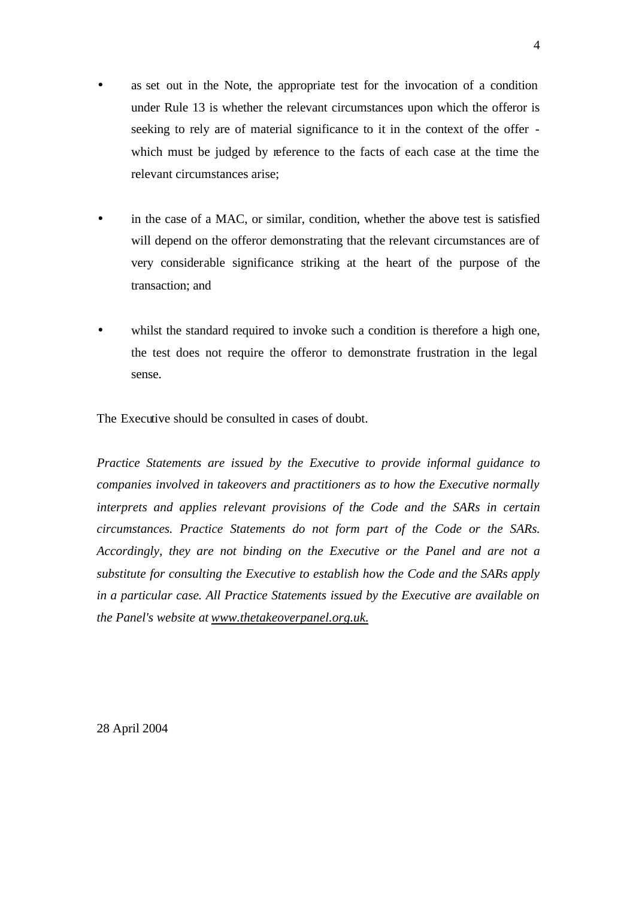- as set out in the Note, the appropriate test for the invocation of a condition under Rule 13 is whether the relevant circumstances upon which the offeror is seeking to rely are of material significance to it in the context of the offer - which must be judged by reference to the facts of each case at the time the relevant circumstances arise;

- in the case of a MAC, or similar, condition, whether the above test is satisfied will depend on the offeror demonstrating that the relevant circumstances are of very considerable significance striking at the heart of the purpose of the transaction; and

- whilst the standard required to invoke such a condition is therefore a high one, the test does not require the offeror to demonstrate frustration in the legal sense.

The Executive should be consulted in cases of doubt.

*Practice Statements are issued by the Executive to provide informal guidance to companies involved in takeovers and practitioners as to how the Executive normally interprets and applies relevant provisions of the Code and the SARs in certain circumstances. Practice Statements do not form part of the Code or the SARs. Accordingly, they are not binding on the Executive or the Panel and are not a substitute for consulting the Executive to establish how the Code and the SARs apply in a particular case. All Practice Statements issued by the Executive are available on the Panel's website at www.thetakeoverpanel.org.uk.*

28 April 2004